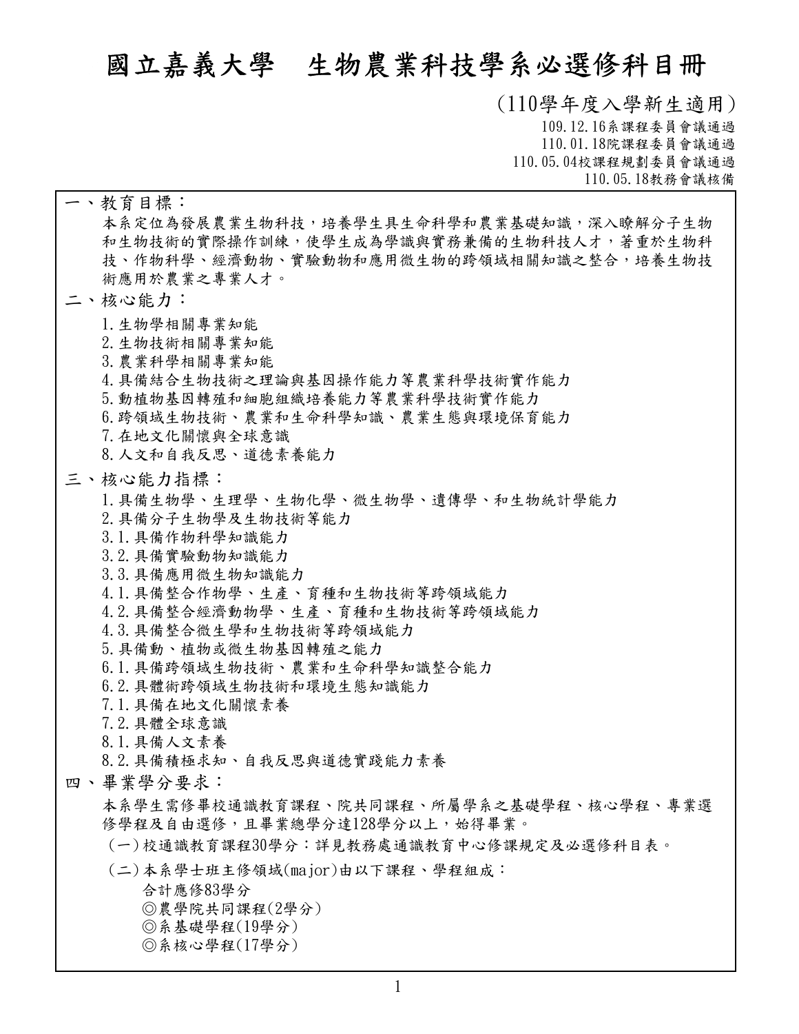# 國立嘉義大學　生物農業科技學系必選修科目冊

(110學年度入學新生適用)

109.12.16系課程委員會議通過
110.01.18院課程委員會議通過
110.05.04校課程規劃委員會議通過
110.05.18教務會議核備

## 一、教育目標：

本系定位為發展農業生物科技，培養學生具生命科學和農業基礎知識，深入瞭解分子生物和生物技術的實際操作訓練，使學生成為學識與實務兼備的生物科技人才，著重於生物科技、作物科學、經濟動物、實驗動物和應用微生物的跨領域相關知識之整合，培養生物技術應用於農業之專業人才。

## 二、核心能力：

1. 生物學相關專業知能
2. 生物技術相關專業知能
3. 農業科學相關專業知能
4. 具備結合生物技術之理論與基因操作能力等農業科學技術實作能力
5. 動植物基因轉殖和細胞組織培養能力等農業科學技術實作能力
6. 跨領域生物技術、農業和生命科學知識、農業生態與環境保育能力
7. 在地文化關懷與全球意識
8. 人文和自我反思、道德素養能力

## 三、核心能力指標：

1. 具備生物學、生理學、生物化學、微生物學、遺傳學、和生物統計學能力
2. 具備分子生物學及生物技術等能力

3.1. 具備作物科學知識能力
3.2. 具備實驗動物知識能力
3.3. 具備應用微生物知識能力
4.1. 具備整合作物學、生產、育種和生物技術等跨領域能力
4.2. 具備整合經濟動物學、生產、育種和生物技術等跨領域能力
4.3. 具備整合微生學和生物技術等跨領域能力
5. 具備動、植物或微生物基因轉殖之能力

6.1. 具備跨領域生物技術、農業和生命科學知識整合能力
6.2. 具體術跨領域生物技術和環境生態知識能力
7.1. 具備在地文化關懷素養
7.2. 具體全球意識
8.1. 具備人文素養
8.2. 具備積極求知、自我反思與道德實踐能力素養

## 四、畢業學分要求：

本系學生需修畢校通識教育課程、院共同課程、所屬學系之基礎學程、核心學程、專業選修學程及自由選修，且畢業總學分達128學分以上，始得畢業。

(一) 校通識教育課程30學分：詳見教務處通識教育中心修課規定及必選修科目表。

(二) 本系學士班主修領域(major)由以下課程、學程組成：
合計應修83學分
◎農學院共同課程(2學分)
◎系基礎學程(19學分)
◎系核心學程(17學分)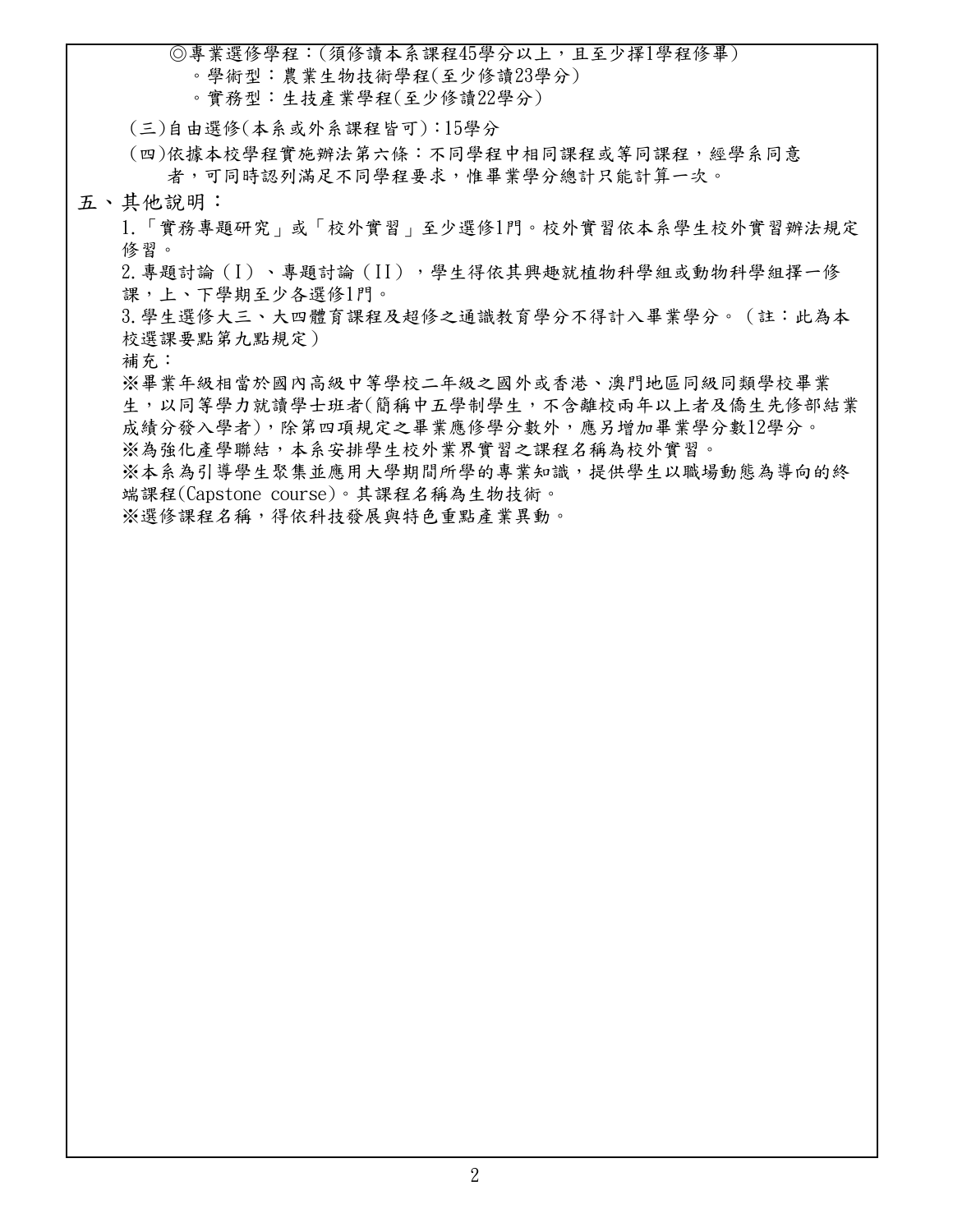◎專業選修學程：(須修讀本系課程45學分以上，且至少擇1學程修畢)

。學術型：農業生物技術學程(至少修讀23學分)

。實務型：生技產業學程(至少修讀22學分)

(三)自由選修(本系或外系課程皆可)：15學分

(四)依據本校學程實施辦法第六條：不同學程中相同課程或等同課程，經學系同意者，可同時認列滿足不同學程要求，惟畢業學分總計只能計算一次。

## 五、其他說明：

1.「實務專題研究」或「校外實習」至少選修1門。校外實習依本系學生校外實習辦法規定修習。

2.專題討論（I）、專題討論（II），學生得依其興趣就植物科學組或動物科學組擇一修課，上、下學期至少各選修1門。

3.學生選修大三、大四體育課程及超修之通識教育學分不得計入畢業學分。（註：此為本校選課要點第九點規定）

補充：

※畢業年級相當於國內高級中等學校二年級之國外或香港、澳門地區同級同類學校畢業生，以同等學力就讀學士班者(簡稱中五學制學生，不含離校兩年以上者及僑生先修部結業成績分發入學者)，除第四項規定之畢業應修學分數外，應另增加畢業學分數12學分。

※為強化產學聯結，本系安排學生校外業界實習之課程名稱為校外實習。

※本系為引導學生聚集並應用大學期間所學的專業知識，提供學生以職場動態為導向的終端課程(Capstone course)。其課程名稱為生物技術。

※選修課程名稱，得依科技發展與特色重點產業異動。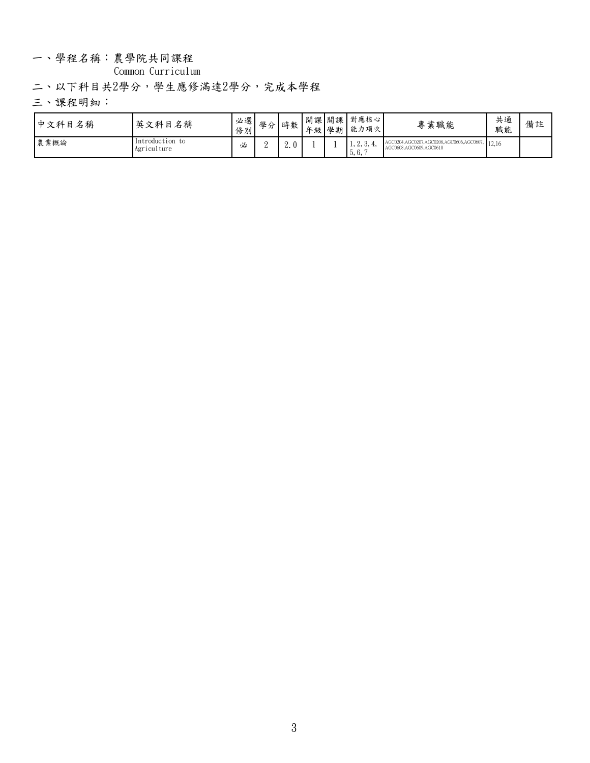一、學程名稱：農學院共同課程

Common Curriculum

二、以下科目共2學分，學生應修滿達2學分，完成本學程

三、課程明細：

| 中文科目名稱 | 英文科目名稱 | 必選修別 | 學分 | 時數 | 開課年級 | 開課學期 | 對應核心能力項次 | 專業職能 | 共通職能 | 備註 |
|---|---|---|---|---|---|---|---|---|---|---|
| 農業概論 | Introduction to Agriculture | 必 | 2 | 2.0 | 1 | 1 | 1,2,3,4,5,6,7 | AGC0204,AGC0207,AGC0208,AGC0606,AGC0607,AGC0608,AGC0609,AGC0610 | 12,16 | |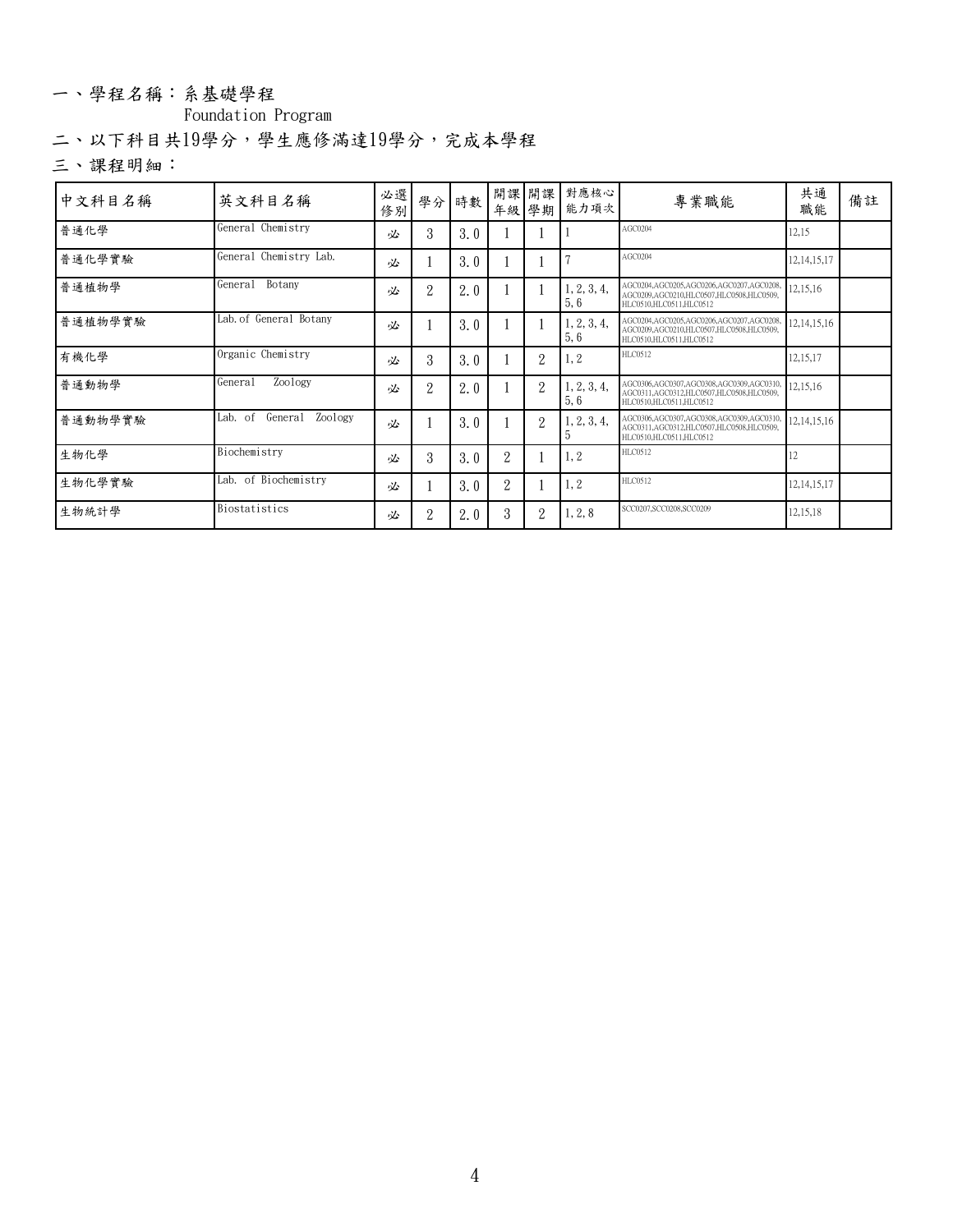一、學程名稱：系基礎學程

Foundation Program

二、以下科目共19學分，學生應修滿達19學分，完成本學程

三、課程明細：

| 中文科目名稱 | 英文科目名稱 | 必選修別 | 學分 | 時數 | 開課年級 | 開課學期 | 對應核心能力項次 | 專業職能 | 共通職能 | 備註 |
|---|---|---|---|---|---|---|---|---|---|---|
| 普通化學 | General Chemistry | 必 | 3 | 3.0 | 1 | 1 | 1 | AGC0204 | 12,15 | |
| 普通化學實驗 | General Chemistry Lab. | 必 | 1 | 3.0 | 1 | 1 | 7 | AGC0204 | 12,14,15,17 | |
| 普通植物學 | General Botany | 必 | 2 | 2.0 | 1 | 1 | 1,2,3,4,5,6 | AGC0204,AGC0205,AGC0206,AGC0207,AGC0208,AGC0209,AGC0210,HLC0507,HLC0508,HLC0509,HLC0510,HLC0511,HLC0512 | 12,15,16 | |
| 普通植物學實驗 | Lab.of General Botany | 必 | 1 | 3.0 | 1 | 1 | 1,2,3,4,5,6 | AGC0204,AGC0205,AGC0206,AGC0207,AGC0208,AGC0209,AGC0210,HLC0507,HLC0508,HLC0509,HLC0510,HLC0511,HLC0512 | 12,14,15,16 | |
| 有機化學 | Organic Chemistry | 必 | 3 | 3.0 | 1 | 2 | 1,2 | HLC0512 | 12,15,17 | |
| 普通動物學 | General Zoology | 必 | 2 | 2.0 | 1 | 2 | 1,2,3,4,5,6 | AGC0306,AGC0307,AGC0308,AGC0309,AGC0310,AGC0311,AGC0312,HLC0507,HLC0508,HLC0509,HLC0510,HLC0511,HLC0512 | 12,15,16 | |
| 普通動物學實驗 | Lab. of General Zoology | 必 | 1 | 3.0 | 1 | 2 | 1,2,3,4,5 | AGC0306,AGC0307,AGC0308,AGC0309,AGC0310,AGC0311,AGC0312,HLC0507,HLC0508,HLC0509,HLC0510,HLC0511,HLC0512 | 12,14,15,16 | |
| 生物化學 | Biochemistry | 必 | 3 | 3.0 | 2 | 1 | 1,2 | HLC0512 | 12 | |
| 生物化學實驗 | Lab. of Biochemistry | 必 | 1 | 3.0 | 2 | 1 | 1,2 | HLC0512 | 12,14,15,17 | |
| 生物統計學 | Biostatistics | 必 | 2 | 2.0 | 3 | 2 | 1,2,8 | SCC0207,SCC0208,SCC0209 | 12,15,18 | |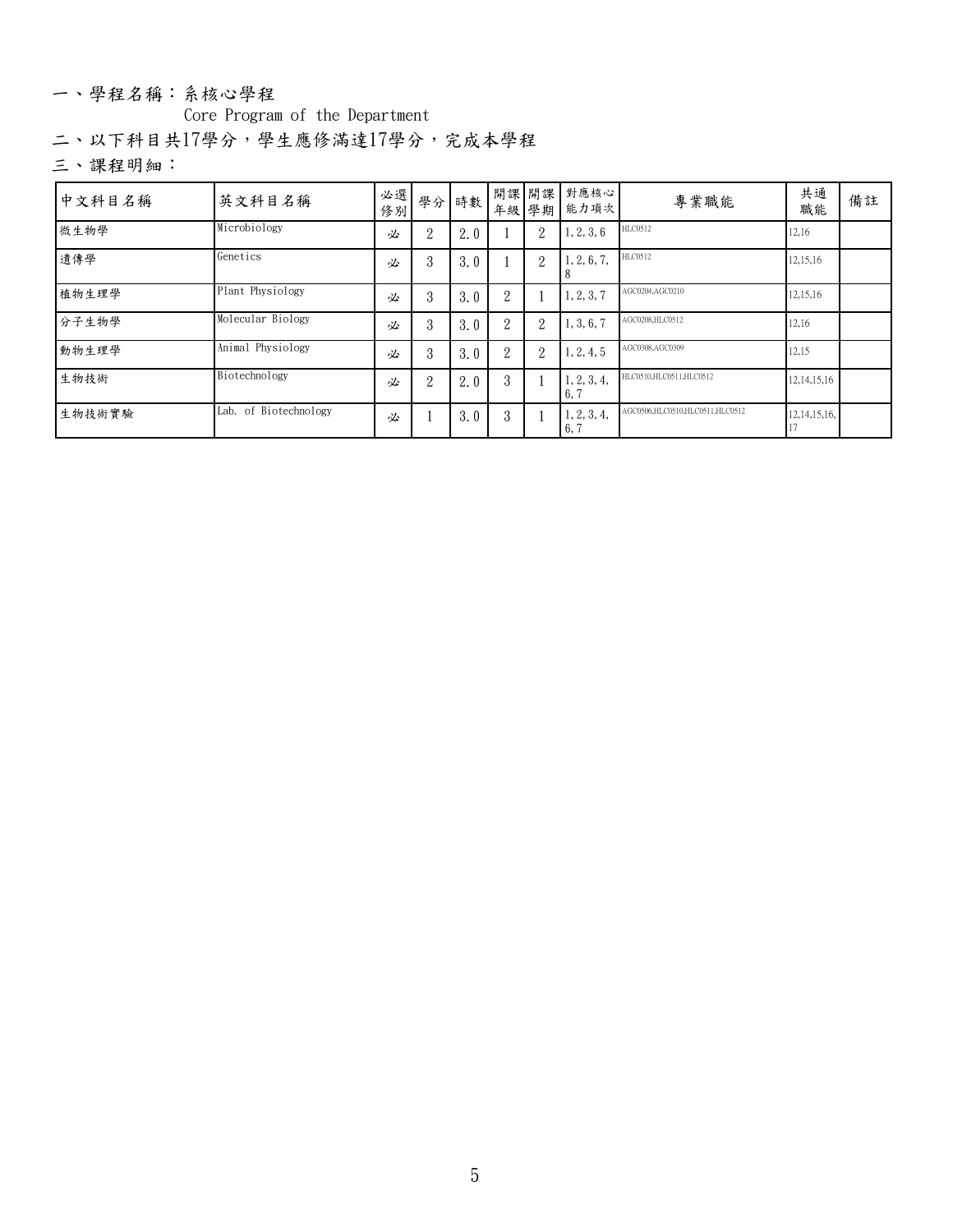一、學程名稱：系核心學程

Core Program of the Department

二、以下科目共17學分，學生應修滿達17學分，完成本學程

三、課程明細：

| 中文科目名稱 | 英文科目名稱 | 必選修別 | 學分 | 時數 | 開課年級 | 開課學期 | 對應核心能力項次 | 專業職能 | 共通職能 | 備註 |
|---|---|---|---|---|---|---|---|---|---|---|
| 微生物學 | Microbiology | 必 | 2 | 2.0 | 1 | 2 | 1,2,3,6 | HLC0512 | 12,16 | |
| 遺傳學 | Genetics | 必 | 3 | 3.0 | 1 | 2 | 1,2,6,7,8 | HLC0512 | 12,15,16 | |
| 植物生理學 | Plant Physiology | 必 | 3 | 3.0 | 2 | 1 | 1,2,3,7 | AGC0204,AGC0210 | 12,15,16 | |
| 分子生物學 | Molecular Biology | 必 | 3 | 3.0 | 2 | 2 | 1,3,6,7 | AGC0208,HLC0512 | 12,16 | |
| 動物生理學 | Animal Physiology | 必 | 3 | 3.0 | 2 | 2 | 1,2,4,5 | AGC0308,AGC0309 | 12,15 | |
| 生物技術 | Biotechnology | 必 | 2 | 2.0 | 3 | 1 | 1,2,3,4,6,7 | HLC0510,HLC0511,HLC0512 | 12,14,15,16 | |
| 生物技術實驗 | Lab. of Biotechnology | 必 | 1 | 3.0 | 3 | 1 | 1,2,3,4,6,7 | AGC0506,HLC0510,HLC0511,HLC0512 | 12,14,15,16,17 | |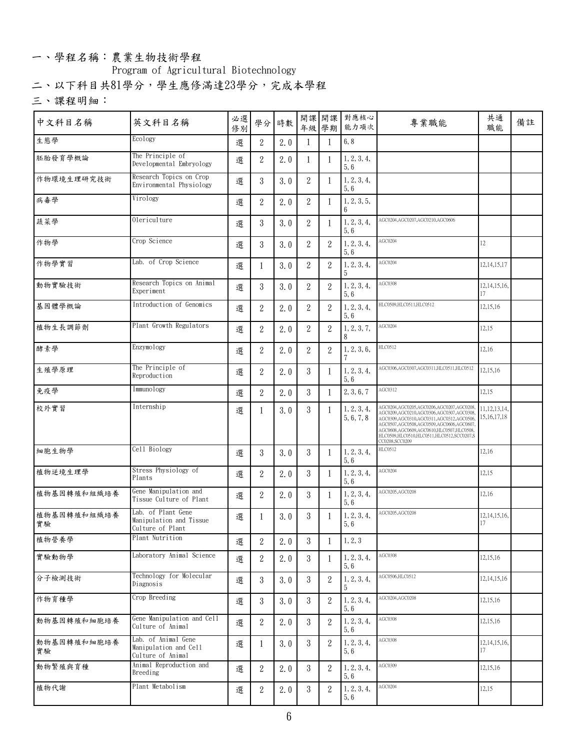一、學程名稱：農業生物技術學程
Program of Agricultural Biotechnology

二、以下科目共81學分，學生應修滿達23學分，完成本學程

三、課程明細：

| 中文科目名稱 | 英文科目名稱 | 必選修別 | 學分 | 時數 | 開課年級 | 開課學期 | 對應核心能力項次 | 專業職能 | 共通職能 | 備註 |
|---|---|---|---|---|---|---|---|---|---|---|
| 生態學 | Ecology | 選 | 2 | 2.0 | 1 | 1 | 6,8 | | | |
| 胚胎發育學概論 | The Principle of Developmental Embryology | 選 | 2 | 2.0 | 1 | 1 | 1,2,3,4,5,6 | | | |
| 作物環境生理研究技術 | Research Topics on Crop Environmental Physiology | 選 | 3 | 3.0 | 2 | 1 | 1,2,3,4,5,6 | | | |
| 病毒學 | Virology | 選 | 2 | 2.0 | 2 | 1 | 1,2,3,5,6 | | | |
| 蔬菜學 | Olericulture | 選 | 3 | 3.0 | 2 | 1 | 1,2,3,4,5,6 | AGC0204,AGC0207,AGC0210,AGC0606 | | |
| 作物學 | Crop Science | 選 | 3 | 3.0 | 2 | 2 | 1,2,3,4,5,6 | AGC0204 | 12 | |
| 作物學實習 | Lab. of Crop Science | 選 | 1 | 3.0 | 2 | 2 | 1,2,3,4,5 | AGC0204 | 12,14,15,17 | |
| 動物實驗技術 | Research Topics on Animal Experiment | 選 | 3 | 3.0 | 2 | 2 | 1,2,3,4,5,6 | AGC0308 | 12,14,15,16,17 | |
| 基因體學概論 | Introduction of Genomics | 選 | 2 | 2.0 | 2 | 2 | 1,2,3,4,5,6 | HLC0509,HLC0511,HLC0512 | 12,15,16 | |
| 植物生長調節劑 | Plant Growth Regulators | 選 | 2 | 2.0 | 2 | 2 | 1,2,3,7,8 | AGC0204 | 12,15 | |
| 酵素學 | Enzymology | 選 | 2 | 2.0 | 2 | 2 | 1,2,3,6,7 | HLC0512 | 12,16 | |
| 生殖學原理 | The Principle of Reproduction | 選 | 2 | 2.0 | 3 | 1 | 1,2,3,4,5,6 | AGC0306,AGC0307,AGC0311,HLC0511,HLC0512 | 12,15,16 | |
| 免疫學 | Immunology | 選 | 2 | 2.0 | 3 | 1 | 2,3,6,7 | AGC0312 | 12,15 | |
| 校外實習 | Internship | 選 | 1 | 3.0 | 3 | 1 | 1,2,3,4,5,6,7,8 | AGC0204,AGC0205,AGC0206,AGC0207,AGC0208,AGC0209,AGC0210,AGC0306,AGC0307,AGC0308,AGC0309,AGC0310,AGC0311,AGC0312,AGC0506,AGC0507,AGC0508,AGC0509,AGC0606,AGC0607,AGC0608,AGC0609,AGC0610,HLC0507,HLC0508,HLC0509,HLC0510,HLC0511,HLC0512,SCC0207,SCC0208,SCC0209 | 11,12,13,14,15,16,17,18 | |
| 細胞生物學 | Cell Biology | 選 | 3 | 3.0 | 3 | 1 | 1,2,3,4,5,6 | HLC0512 | 12,16 | |
| 植物逆境生理學 | Stress Physiology of Plants | 選 | 2 | 2.0 | 3 | 1 | 1,2,3,4,5,6 | AGC0204 | 12,15 | |
| 植物基因轉殖和組織培養 | Gene Manipulation and Tissue Culture of Plant | 選 | 2 | 2.0 | 3 | 1 | 1,2,3,4,5,6 | AGC0205,AGC0208 | 12,16 | |
| 植物基因轉殖和組織培養實驗 | Lab. of Plant Gene Manipulation and Tissue Culture of Plant | 選 | 1 | 3.0 | 3 | 1 | 1,2,3,4,5,6 | AGC0205,AGC0208 | 12,14,15,16,17 | |
| 植物營養學 | Plant Nutrition | 選 | 2 | 2.0 | 3 | 1 | 1,2,3 | | | |
| 實驗動物學 | Laboratory Animal Science | 選 | 2 | 2.0 | 3 | 1 | 1,2,3,4,5,6 | AGC0308 | 12,15,16 | |
| 分子檢測技術 | Technology for Molecular Diagnosis | 選 | 3 | 3.0 | 3 | 2 | 1,2,3,4,5 | AGC0506,HLC0512 | 12,14,15,16 | |
| 作物育種學 | Crop Breeding | 選 | 3 | 3.0 | 3 | 2 | 1,2,3,4,5,6 | AGC0204,AGC0208 | 12,15,16 | |
| 動物基因轉殖和細胞培養 | Gene Manipulation and Cell Culture of Animal | 選 | 2 | 2.0 | 3 | 2 | 1,2,3,4,5,6 | AGC0308 | 12,15,16 | |
| 動物基因轉殖和細胞培養實驗 | Lab. of Animal Gene Manipulation and Cell Culture of Animal | 選 | 1 | 3.0 | 3 | 2 | 1,2,3,4,5,6 | AGC0308 | 12,14,15,16,17 | |
| 動物繁殖與育種 | Animal Reproduction and Breeding | 選 | 2 | 2.0 | 3 | 2 | 1,2,3,4,5,6 | AGC0309 | 12,15,16 | |
| 植物代謝 | Plant Metabolism | 選 | 2 | 2.0 | 3 | 2 | 1,2,3,4,5,6 | AGC0204 | 12,15 | |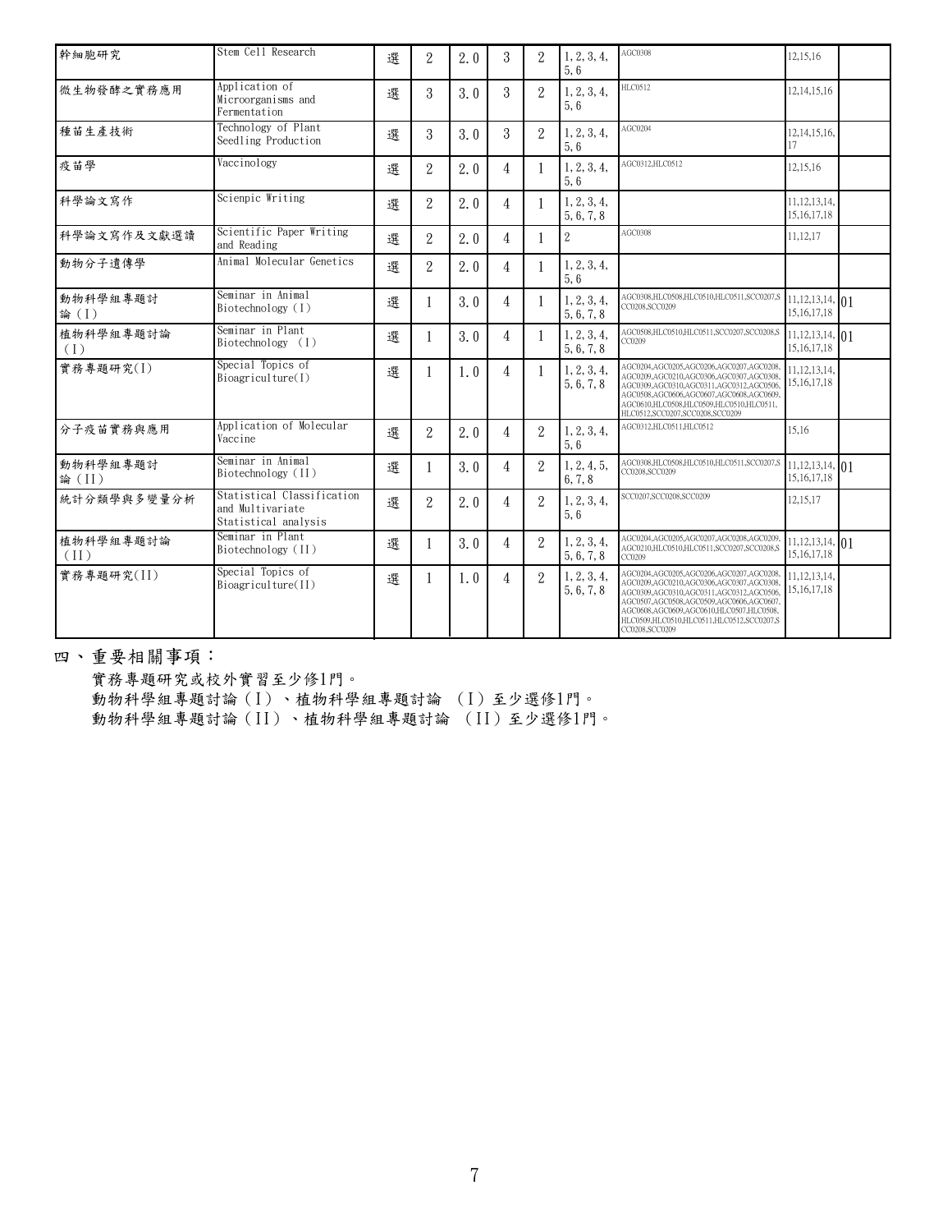| 幹細胞研究 | Stem Cell Research | 選 | 2 | 2.0 | 3 | 2 | 1,2,3,4,5,6 | AGC0308 | 12,15,16 | |
|---|---|---|---|---|---|---|---|---|---|---|
| 微生物發酵之實務應用 | Application of Microorganisms and Fermentation | 選 | 3 | 3.0 | 3 | 2 | 1,2,3,4,5,6 | HLC0512 | 12,14,15,16 | |
| 種苗生產技術 | Technology of Plant Seedling Production | 選 | 3 | 3.0 | 3 | 2 | 1,2,3,4,5,6 | AGC0204 | 12,14,15,16,17 | |
| 疫苗學 | Vaccinology | 選 | 2 | 2.0 | 4 | 1 | 1,2,3,4,5,6 | AGC0312,HLC0512 | 12,15,16 | |
| 科學論文寫作 | Scienpic Writing | 選 | 2 | 2.0 | 4 | 1 | 1,2,3,4,5,6,7,8 | | 11,12,13,14,15,16,17,18 | |
| 科學論文寫作及文獻選讀 | Scientific Paper Writing and Reading | 選 | 2 | 2.0 | 4 | 1 | 2 | AGC0308 | 11,12,17 | |
| 動物分子遺傳學 | Animal Molecular Genetics | 選 | 2 | 2.0 | 4 | 1 | 1,2,3,4,5,6 | | | |
| 動物科學組專題討論(I) | Seminar in Animal Biotechnology (I) | 選 | 1 | 3.0 | 4 | 1 | 1,2,3,4,5,6,7,8 | AGC0308,HLC0508,HLC0510,HLC0511,SCC0207,SCC0208,SCC0209 | 11,12,13,14,15,16,17,18 | 01 |
| 植物科學組專題討論(I) | Seminar in Plant Biotechnology (I) | 選 | 1 | 3.0 | 4 | 1 | 1,2,3,4,5,6,7,8 | AGC0508,HLC0510,HLC0511,SCC0207,SCC0208,SCC0209 | 11,12,13,14,15,16,17,18 | 01 |
| 實務專題研究(I) | Special Topics of Bioagriculture(I) | 選 | 1 | 1.0 | 4 | 1 | 1,2,3,4,5,6,7,8 | AGC0204,AGC0205,AGC0206,AGC0207,AGC0208,AGC0209,AGC0210,AGC0306,AGC0307,AGC0308,AGC0309,AGC0310,AGC0311,AGC0312,AGC0506,AGC0508,AGC0606,AGC0607,AGC0608,AGC0609,AGC0610,HLC0508,HLC0509,HLC0510,HLC0511,HLC0512,SCC0207,SCC0208,SCC0209 | 11,12,13,14,15,16,17,18 | |
| 分子疫苗實務與應用 | Application of Molecular Vaccine | 選 | 2 | 2.0 | 4 | 2 | 1,2,3,4,5,6 | AGC0312,HLC0511,HLC0512 | 15,16 | |
| 動物科學組專題討論(II) | Seminar in Animal Biotechnology (II) | 選 | 1 | 3.0 | 4 | 2 | 1,2,4,5,6,7,8 | AGC0308,HLC0508,HLC0510,HLC0511,SCC0207,SCC0208,SCC0209 | 11,12,13,14,15,16,17,18 | 01 |
| 統計分類學與多變量分析 | Statistical Classification and Multivariate Statistical analysis | 選 | 2 | 2.0 | 4 | 2 | 1,2,3,4,5,6 | SCC0207,SCC0208,SCC0209 | 12,15,17 | |
| 植物科學組專題討論(II) | Seminar in Plant Biotechnology (II) | 選 | 1 | 3.0 | 4 | 2 | 1,2,3,4,5,6,7,8 | AGC0204,AGC0205,AGC0207,AGC0208,AGC0209,AGC0210,HLC0510,HLC0511,SCC0207,SCC0208,SCC0209 | 11,12,13,14,15,16,17,18 | 01 |
| 實務專題研究(II) | Special Topics of Bioagriculture(II) | 選 | 1 | 1.0 | 4 | 2 | 1,2,3,4,5,6,7,8 | AGC0204,AGC0205,AGC0206,AGC0207,AGC0208,AGC0209,AGC0210,AGC0306,AGC0307,AGC0308,AGC0309,AGC0310,AGC0311,AGC0312,AGC0506,AGC0507,AGC0508,AGC0509,AGC0606,AGC0607,AGC0608,AGC0609,AGC0610,HLC0507,HLC0508,HLC0509,HLC0510,HLC0511,HLC0512,SCC0207,SCC0208,SCC0209 | 11,12,13,14,15,16,17,18 | |

## 四、重要相關事項：

實務專題研究或校外實習至少修1門。

動物科學組專題討論(I)、植物科學組專題討論 (I)至少選修1門。

動物科學組專題討論(II)、植物科學組專題討論 (II)至少選修1門。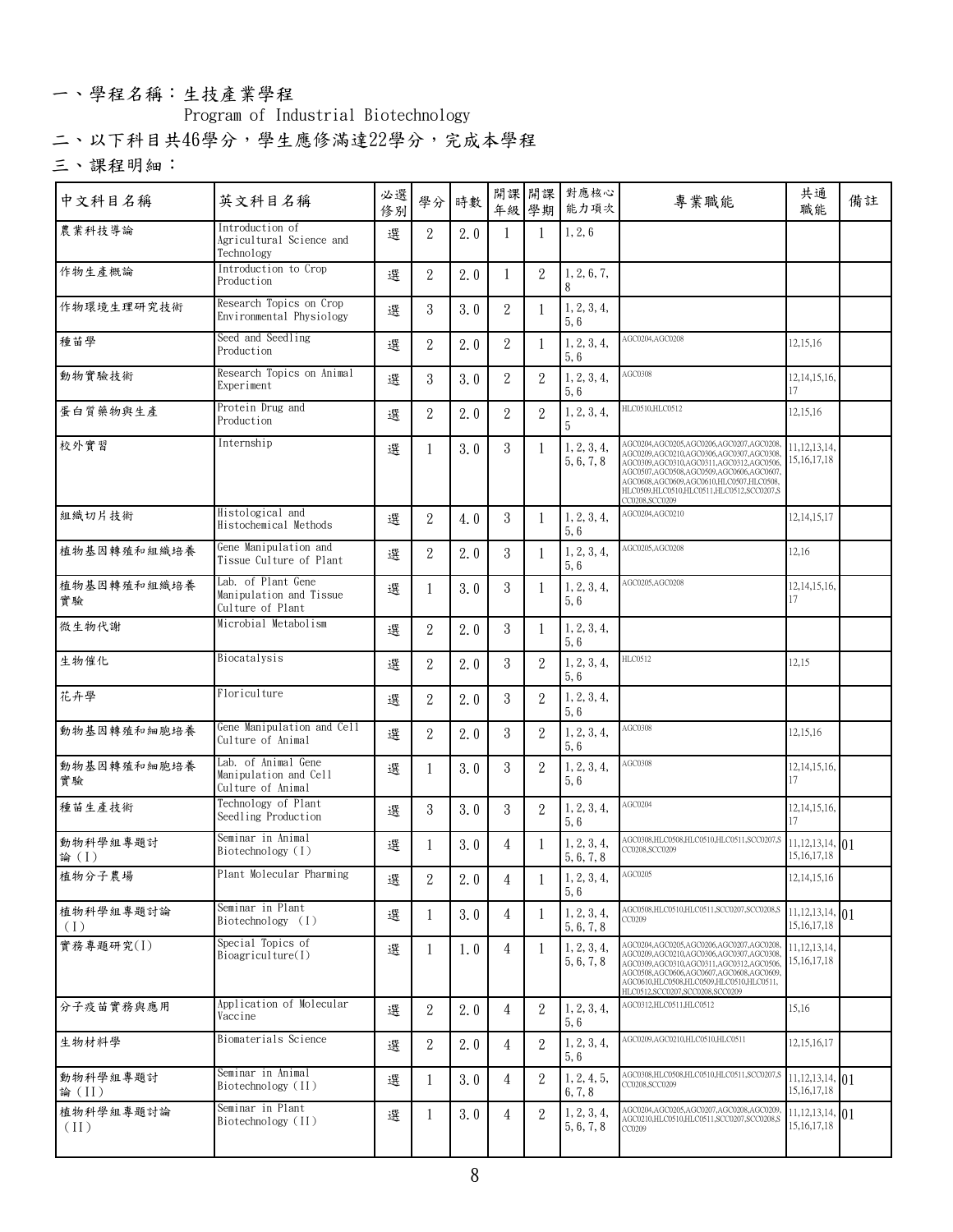一、學程名稱：生技產業學程

Program of Industrial Biotechnology

二、以下科目共46學分，學生應修滿達22學分，完成本學程

三、課程明細：

| 中文科目名稱 | 英文科目名稱 | 必選修別 | 學分 | 時數 | 開課年級 | 開課學期 | 對應核心能力項次 | 專業職能 | 共通職能 | 備註 |
|---|---|---|---|---|---|---|---|---|---|---|
| 農業科技導論 | Introduction of Agricultural Science and Technology | 選 | 2 | 2.0 | 1 | 1 | 1,2,6 | | | |
| 作物生產概論 | Introduction to Crop Production | 選 | 2 | 2.0 | 1 | 2 | 1,2,6,7,8 | | | |
| 作物環境生理研究技術 | Research Topics on Crop Environmental Physiology | 選 | 3 | 3.0 | 2 | 1 | 1,2,3,4,5,6 | | | |
| 種苗學 | Seed and Seedling Production | 選 | 2 | 2.0 | 2 | 1 | 1,2,3,4,5,6 | AGC0204,AGC0208 | 12,15,16 | |
| 動物實驗技術 | Research Topics on Animal Experiment | 選 | 3 | 3.0 | 2 | 2 | 1,2,3,4,5,6 | AGC0308 | 12,14,15,16,17 | |
| 蛋白質藥物與生產 | Protein Drug and Production | 選 | 2 | 2.0 | 2 | 2 | 1,2,3,4,5 | HLC0510,HLC0512 | 12,15,16 | |
| 校外實習 | Internship | 選 | 1 | 3.0 | 3 | 1 | 1,2,3,4,5,6,7,8 | AGC0204,AGC0205,AGC0206,AGC0207,AGC0208,AGC0209,AGC0210,AGC0306,AGC0307,AGC0308,AGC0309,AGC0310,AGC0311,AGC0312,AGC0506,AGC0507,AGC0508,AGC0509,AGC0606,AGC0607,AGC0608,AGC0609,AGC0610,HLC0507,HLC0508,HLC0509,HLC0510,HLC0511,HLC0512,SCC0207,SCC0208,SCC0209 | 11,12,13,14,15,16,17,18 | |
| 組織切片技術 | Histological and Histochemical Methods | 選 | 2 | 4.0 | 3 | 1 | 1,2,3,4,5,6 | AGC0204,AGC0210 | 12,14,15,17 | |
| 植物基因轉殖和組織培養 | Gene Manipulation and Tissue Culture of Plant | 選 | 2 | 2.0 | 3 | 1 | 1,2,3,4,5,6 | AGC0205,AGC0208 | 12,16 | |
| 植物基因轉殖和組織培養實驗 | Lab. of Plant Gene Manipulation and Tissue Culture of Plant | 選 | 1 | 3.0 | 3 | 1 | 1,2,3,4,5,6 | AGC0205,AGC0208 | 12,14,15,16,17 | |
| 微生物代謝 | Microbial Metabolism | 選 | 2 | 2.0 | 3 | 1 | 1,2,3,4,5,6 | | | |
| 生物催化 | Biocatalysis | 選 | 2 | 2.0 | 3 | 2 | 1,2,3,4,5,6 | HLC0512 | 12,15 | |
| 花卉學 | Floriculture | 選 | 2 | 2.0 | 3 | 2 | 1,2,3,4,5,6 | | | |
| 動物基因轉殖和細胞培養 | Gene Manipulation and Cell Culture of Animal | 選 | 2 | 2.0 | 3 | 2 | 1,2,3,4,5,6 | AGC0308 | 12,15,16 | |
| 動物基因轉殖和細胞培養實驗 | Lab. of Animal Gene Manipulation and Cell Culture of Animal | 選 | 1 | 3.0 | 3 | 2 | 1,2,3,4,5,6 | AGC0308 | 12,14,15,16,17 | |
| 種苗生產技術 | Technology of Plant Seedling Production | 選 | 3 | 3.0 | 3 | 2 | 1,2,3,4,5,6 | AGC0204 | 12,14,15,16,17 | |
| 動物科學組專題討論(I) | Seminar in Animal Biotechnology (I) | 選 | 1 | 3.0 | 4 | 1 | 1,2,3,4,5,6,7,8 | AGC0308,HLC0508,HLC0510,HLC0511,SCC0207,SCC0208,SCC0209 | 11,12,13,14,15,16,17,18 | 01 |
| 植物分子農場 | Plant Molecular Pharming | 選 | 2 | 2.0 | 4 | 1 | 1,2,3,4,5,6 | AGC0205 | 12,14,15,16 | |
| 植物科學組專題討論(I) | Seminar in Plant Biotechnology (I) | 選 | 1 | 3.0 | 4 | 1 | 1,2,3,4,5,6,7,8 | AGC0508,HLC0510,HLC0511,SCC0207,SCC0208,SCC0209 | 11,12,13,14,15,16,17,18 | 01 |
| 實務專題研究(I) | Special Topics of Bioagriculture(I) | 選 | 1 | 1.0 | 4 | 1 | 1,2,3,4,5,6,7,8 | AGC0204,AGC0205,AGC0206,AGC0207,AGC0208,AGC0209,AGC0210,AGC0306,AGC0307,AGC0308,AGC0309,AGC0310,AGC0311,AGC0312,AGC0506,AGC0508,AGC0606,AGC0607,AGC0608,AGC0609,AGC0610,HLC0508,HLC0509,HLC0510,HLC0511,HLC0512,SCC0207,SCC0208,SCC0209 | 11,12,13,14,15,16,17,18 | |
| 分子疫苗實務與應用 | Application of Molecular Vaccine | 選 | 2 | 2.0 | 4 | 2 | 1,2,3,4,5,6 | AGC0312,HLC0511,HLC0512 | 15,16 | |
| 生物材料學 | Biomaterials Science | 選 | 2 | 2.0 | 4 | 2 | 1,2,3,4,5,6 | AGC0209,AGC0210,HLC0510,HLC0511 | 12,15,16,17 | |
| 動物科學組專題討論(II) | Seminar in Animal Biotechnology (II) | 選 | 1 | 3.0 | 4 | 2 | 1,2,4,5,6,7,8 | AGC0308,HLC0508,HLC0510,HLC0511,SCC0207,SCC0208,SCC0209 | 11,12,13,14,15,16,17,18 | 01 |
| 植物科學組專題討論(II) | Seminar in Plant Biotechnology (II) | 選 | 1 | 3.0 | 4 | 2 | 1,2,3,4,5,6,7,8 | AGC0204,AGC0205,AGC0207,AGC0208,AGC0209,AGC0210,HLC0510,HLC0511,SCC0207,SCC0208,SCC0209 | 11,12,13,14,15,16,17,18 | 01 |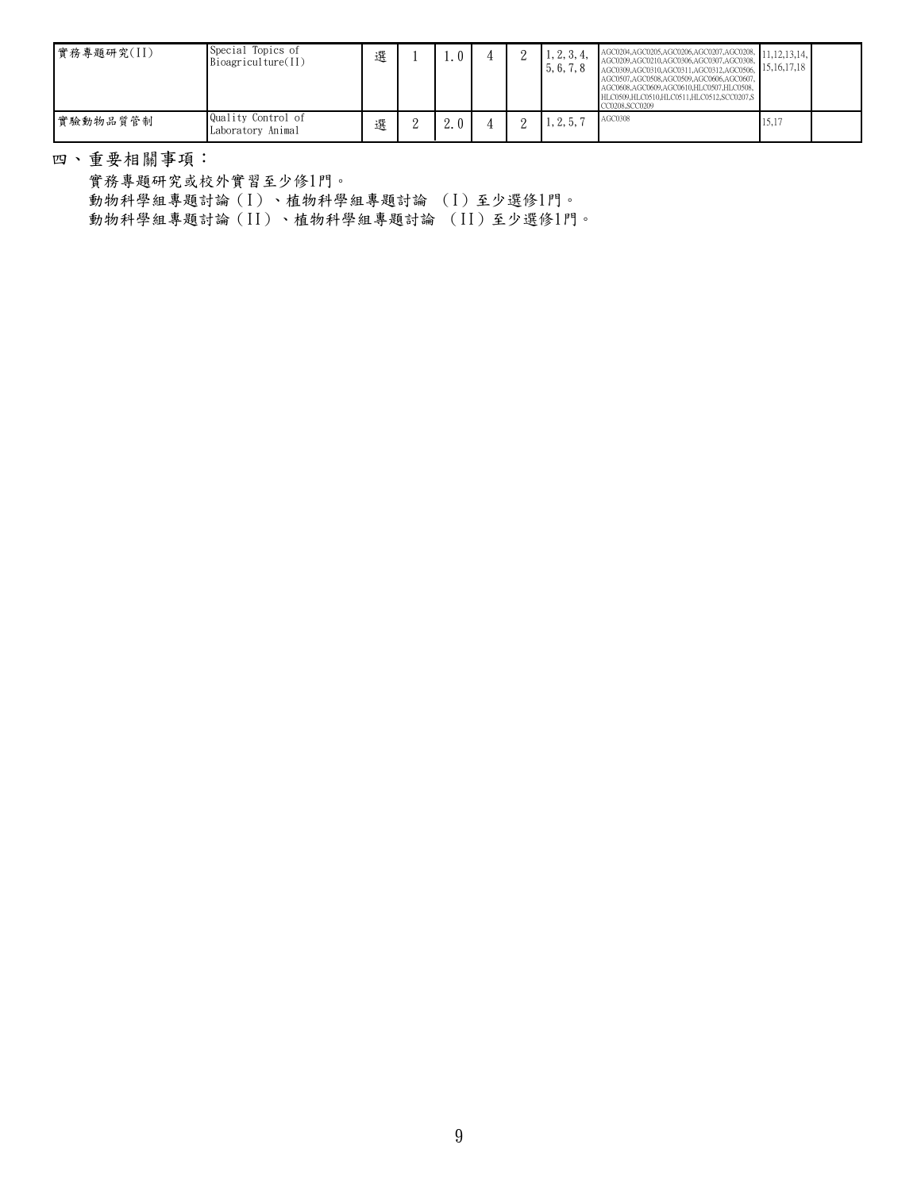| 實務專題研究(II) | Special Topics of Bioagriculture(II) | 選 | 1 | 1.0 | 4 | 2 | 1,2,3,4,5,6,7,8 | AGC0204,AGC0205,AGC0206,AGC0207,AGC0208,AGC0209,AGC0210,AGC0306,AGC0307,AGC0308,AGC0309,AGC0310,AGC0311,AGC0312,AGC0506,AGC0507,AGC0508,AGC0509,AGC0606,AGC0607,AGC0608,AGC0609,AGC0610,HLC0507,HLC0508,HLC0509,HLC0510,HLC0511,HLC0512,SCC0207,SCC0208,SCC0209 | 11,12,13,14,15,16,17,18 | |
|---|---|---|---|---|---|---|---|---|---|---|
| 實驗動物品質管制 | Quality Control of Laboratory Animal | 選 | 2 | 2.0 | 4 | 2 | 1,2,5,7 | AGC0308 | 15,17 | |

四、重要相關事項：

實務專題研究或校外實習至少修1門。

動物科學組專題討論（I）、植物科學組專題討論 （I）至少選修1門。

動物科學組專題討論（II）、植物科學組專題討論 （II）至少選修1門。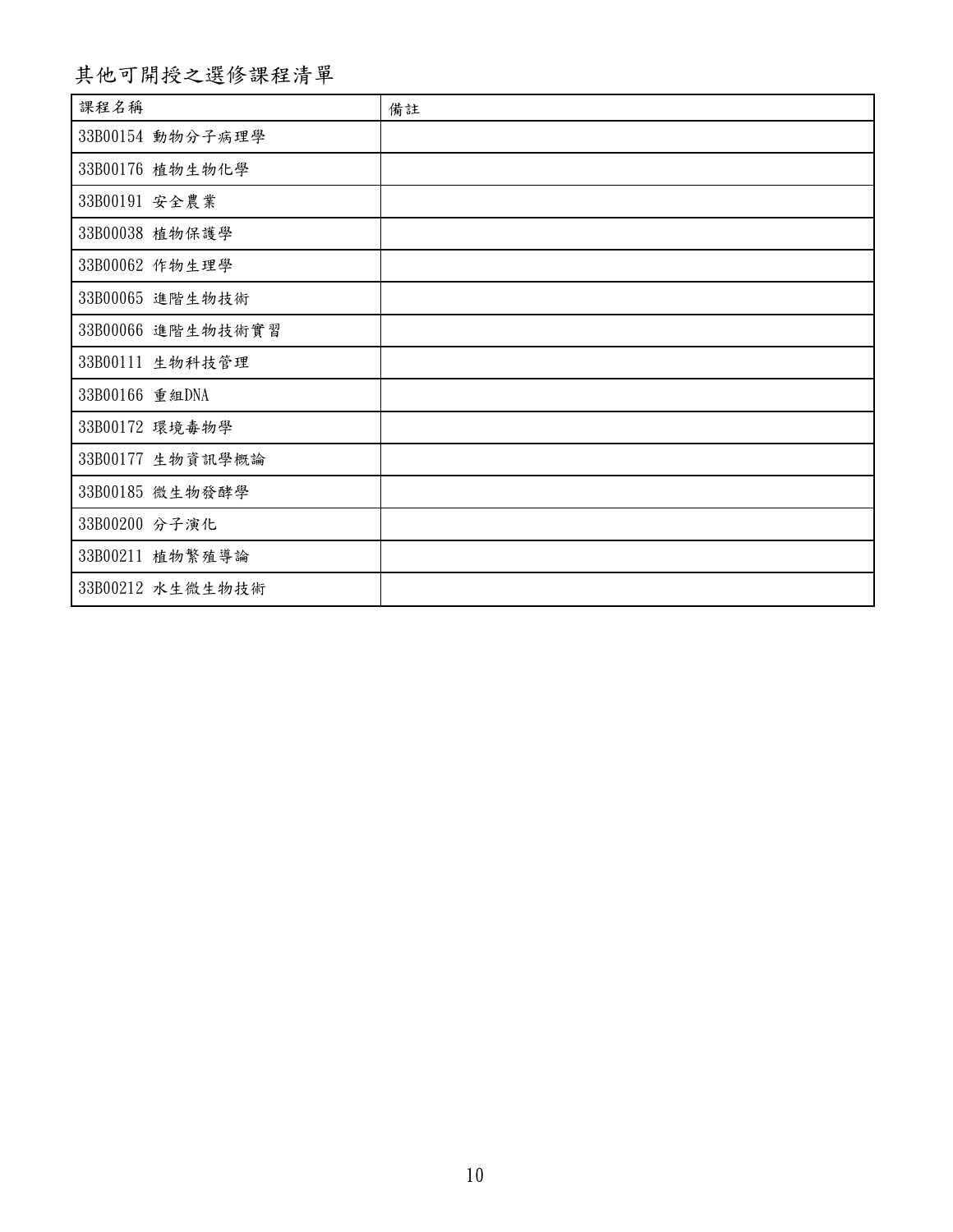## 其他可開授之選修課程清單

| 課程名稱 | 備註 |
| --- | --- |
| 33B00154 動物分子病理學 | |
| 33B00176 植物生物化學 | |
| 33B00191 安全農業 | |
| 33B00038 植物保護學 | |
| 33B00062 作物生理學 | |
| 33B00065 進階生物技術 | |
| 33B00066 進階生物技術實習 | |
| 33B00111 生物科技管理 | |
| 33B00166 重組DNA | |
| 33B00172 環境毒物學 | |
| 33B00177 生物資訊學概論 | |
| 33B00185 微生物發酵學 | |
| 33B00200 分子演化 | |
| 33B00211 植物繁殖導論 | |
| 33B00212 水生微生物技術 | |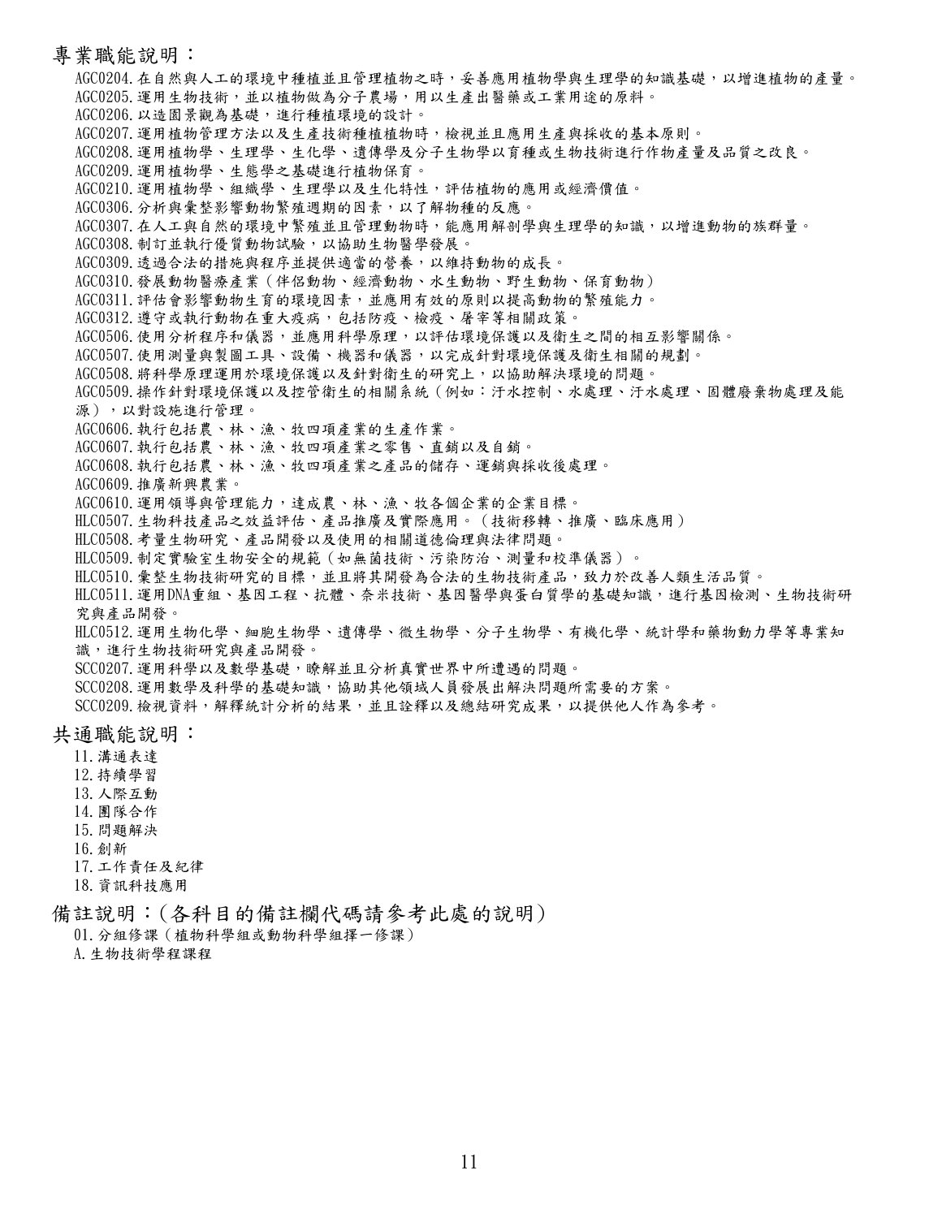## 專業職能說明：

AGC0204.在自然與人工的環境中種植並且管理植物之時，妥善應用植物學與生理學的知識基礎，以增進植物的產量。
AGC0205.運用生物技術，並以植物做為分子農場，用以生產出醫藥或工業用途的原料。
AGC0206.以造園景觀為基礎，進行種植環境的設計。
AGC0207.運用植物管理方法以及生產技術種植植物時，檢視並且應用生產與採收的基本原則。
AGC0208.運用植物學、生理學、生化學、遺傳學及分子生物學以育種或生物技術進行作物產量及品質之改良。
AGC0209.運用植物學、生態學之基礎進行植物保育。
AGC0210.運用植物學、組織學、生理學以及生化特性，評估植物的應用或經濟價值。
AGC0306.分析與彙整影響動物繁殖週期的因素，以了解物種的反應。
AGC0307.在人工與自然的環境中繁殖並且管理動物時，能應用解剖學與生理學的知識，以增進動物的族群量。
AGC0308.制訂並執行優質動物試驗，以協助生物醫學發展。
AGC0309.透過合法的措施與程序並提供適當的營養，以維持動物的成長。
AGC0310.發展動物醫療產業（伴侶動物、經濟動物、水生動物、野生動物、保育動物）
AGC0311.評估會影響動物生育的環境因素，並應用有效的原則以提高動物的繁殖能力。
AGC0312.遵守或執行動物在重大疫病，包括防疫、檢疫、屠宰等相關政策。
AGC0506.使用分析程序和儀器，並應用科學原理，以評估環境保護以及衛生之間的相互影響關係。
AGC0507.使用測量與製圖工具、設備、機器和儀器，以完成針對環境保護及衛生相關的規劃。
AGC0508.將科學原理運用於環境保護以及針對衛生的研究上，以協助解決環境的問題。
AGC0509.操作針對環境保護以及控管衛生的相關系統（例如：汙水控制、水處理、汙水處理、固體廢棄物處理及能源），以對設施進行管理。
AGC0606.執行包括農、林、漁、牧四項產業的生產作業。
AGC0607.執行包括農、林、漁、牧四項產業之零售、直銷以及自銷。
AGC0608.執行包括農、林、漁、牧四項產業之產品的儲存、運銷與採收後處理。
AGC0609.推廣新興農業。
AGC0610.運用領導與管理能力，達成農、林、漁、牧各個企業的企業目標。
HLC0507.生物科技產品之效益評估、產品推廣及實際應用。（技術移轉、推廣、臨床應用）
HLC0508.考量生物研究、產品開發以及使用的相關道德倫理與法律問題。
HLC0509.制定實驗室生物安全的規範（如無菌技術、污染防治、測量和校準儀器）。
HLC0510.彙整生物技術研究的目標，並且將其開發為合法的生物技術產品，致力於改善人類生活品質。
HLC0511.運用DNA重組、基因工程、抗體、奈米技術、基因醫學與蛋白質學的基礎知識，進行基因檢測、生物技術研究與產品開發。
HLC0512.運用生物化學、細胞生物學、遺傳學、微生物學、分子生物學、有機化學、統計學和藥物動力學等專業知識，進行生物技術研究與產品開發。
SCC0207.運用科學以及數學基礎，瞭解並且分析真實世界中所遭遇的問題。
SCC0208.運用數學及科學的基礎知識，協助其他領域人員發展出解決問題所需要的方案。
SCC0209.檢視資料，解釋統計分析的結果，並且詮釋以及總結研究成果，以提供他人作為參考。

## 共通職能說明：

11.溝通表達
12.持續學習
13.人際互動
14.團隊合作
15.問題解決
16.創新
17.工作責任及紀律
18.資訊科技應用

## 備註說明：(各科目的備註欄代碼請參考此處的說明)

01.分組修課（植物科學組或動物科學組擇一修課）
A.生物技術學程課程